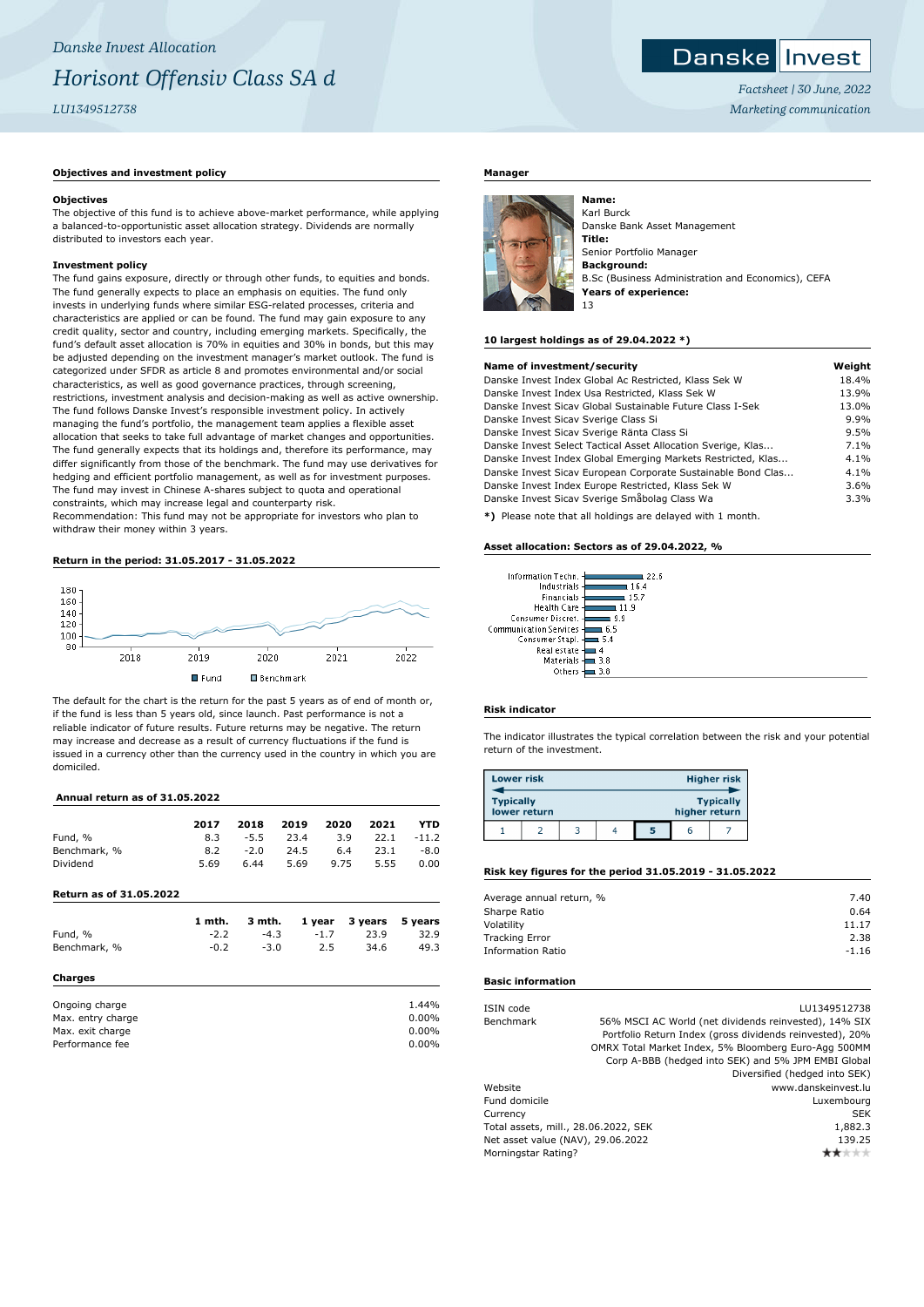Danske Invest Allocation

# Horisont Offensiv Class SA d

LU1349512738

Factsheet | 30 June, 2022

Marketing communication

## Objectives and investment policy

**Objectives**

The objective of this fund is to achieve above-market performance, while applying a balanced-to-opportunistic asset allocation strategy. Dividends are normally distributed to investors each year.

**Investment policy**

The fund gains exposure, directly or through other funds, to equities and bonds. The fund generally expects to place an emphasis on equities. The fund only invests in underlying funds where similar ESG-related processes, criteria and characteristics are applied or can be found. The fund may gain exposure to any credit quality, sector and country, including emerging markets. Specifically, the fund's default asset allocation is 70% in equities and 30% in bonds, but this may be adjusted depending on the investment manager's market outlook. The fund is categorized under SFDR as article 8 and promotes environmental and/or social characteristics, as well as good governance practices, through screening, restrictions, investment analysis and decision-making as well as active ownership. The fund follows Danske Invest's responsible investment policy. In actively managing the fund's portfolio, the management team applies a flexible asset allocation that seeks to take full advantage of market changes and opportunities. The fund generally expects that its holdings and, therefore its performance, may differ significantly from those of the benchmark. The fund may use derivatives for hedging and efficient portfolio management, as well as for investment purposes. The fund may invest in Chinese A-shares subject to quota and operational constraints, which may increase legal and counterparty risk.

Recommendation: This fund may not be appropriate for investors who plan to withdraw their money within 3 years.

## Return in the period: 31.05.2017 - 31.05.2022

Fund | Benchmark

The default for the chart is the return for the past 5 years as of end of month or, if the fund is less than 5 years old, since launch. Past performance is not a reliable indicator of future results. Future returns may be negative. The return may increase and decrease as a result of currency fluctuations if the fund is issued in a currency other than the currency used in the country in which you are domiciled.

## Annual return as of 31.05.2022

| | 2017 | 2018 | 2019 | 2020 | 2021 | YTD |
|---|---|---|---|---|---|---|
| Fund, % | 8.3 | -5.5 | 23.4 | 3.9 | 22.1 | -11.2 |
| Benchmark, % | 8.2 | -2.0 | 24.5 | 6.4 | 23.1 | -8.0 |
| Dividend | 5.69 | 6.44 | 5.69 | 9.75 | 5.55 | 0.00 |

## Return as of 31.05.2022

| | 1 mth. | 3 mth. | 1 year | 3 years | 5 years |
|---|---|---|---|---|---|
| Fund, % | -2.2 | -4.3 | -1.7 | 23.9 | 32.9 |
| Benchmark, % | -0.2 | -3.0 | 2.5 | 34.6 | 49.3 |

## Charges

| | |
|---|---|
| Ongoing charge | 1.44% |
| Max. entry charge | 0.00% |
| Max. exit charge | 0.00% |
| Performance fee | 0.00% |

## Manager

**Name:**
Karl Burck
Danske Bank Asset Management
**Title:**
Senior Portfolio Manager
**Background:**
B.Sc (Business Administration and Economics), CEFA
**Years of experience:**
13

## 10 largest holdings as of 29.04.2022 *)

| Name of investment/security | Weight |
|---|---|
| Danske Invest Index Global Ac Restricted, Klass Sek W | 18.4% |
| Danske Invest Index Usa Restricted, Klass Sek W | 13.9% |
| Danske Invest Sicav Global Sustainable Future Class I-Sek | 13.0% |
| Danske Invest Sicav Sverige Class Si | 9.9% |
| Danske Invest Sicav Sverige Ränta Class Si | 9.5% |
| Danske Invest Select Tactical Asset Allocation Sverige, Klas... | 7.1% |
| Danske Invest Index Global Emerging Markets Restricted, Klas... | 4.1% |
| Danske Invest Sicav European Corporate Sustainable Bond Clas... | 4.1% |
| Danske Invest Index Europe Restricted, Klass Sek W | 3.6% |
| Danske Invest Sicav Sverige Småbolag Class Wa | 3.3% |

*) Please note that all holdings are delayed with 1 month.

## Asset allocation: Sectors as of 29.04.2022, %

| Sector | % |
|---|---|
| Information Techn. | 22.6 |
| Industrials | 16.4 |
| Financials | 15.7 |
| Health Care | 11.9 |
| Consumer Discret. | 9.9 |
| Communication Services | 6.5 |
| Consumer Stapl. | 5.4 |
| Real estate | 4 |
| Materials | 3.8 |
| Others | 3.0 |

## Risk indicator

The indicator illustrates the typical correlation between the risk and your potential return of the investment.

Lower risk — Higher risk
Typically lower return — Typically higher return

| 1 | 2 | 3 | 4 | **5** | 6 | 7 |
|---|---|---|---|---|---|---|

## Risk key figures for the period 31.05.2019 - 31.05.2022

| | |
|---|---|
| Average annual return, % | 7.40 |
| Sharpe Ratio | 0.64 |
| Volatility | 11.17 |
| Tracking Error | 2.38 |
| Information Ratio | -1.16 |

## Basic information

| | |
|---|---|
| ISIN code | LU1349512738 |
| Benchmark | 56% MSCI AC World (net dividends reinvested), 14% SIX Portfolio Return Index (gross dividends reinvested), 20% OMRX Total Market Index, 5% Bloomberg Euro-Agg 500MM Corp A-BBB (hedged into SEK) and 5% JPM EMBI Global Diversified (hedged into SEK) |
| Website | www.danskeinvest.lu |
| Fund domicile | Luxembourg |
| Currency | SEK |
| Total assets, mill., 28.06.2022, SEK | 1,882.3 |
| Net asset value (NAV), 29.06.2022 | 139.25 |
| Morningstar Rating? | ★★☆☆☆ |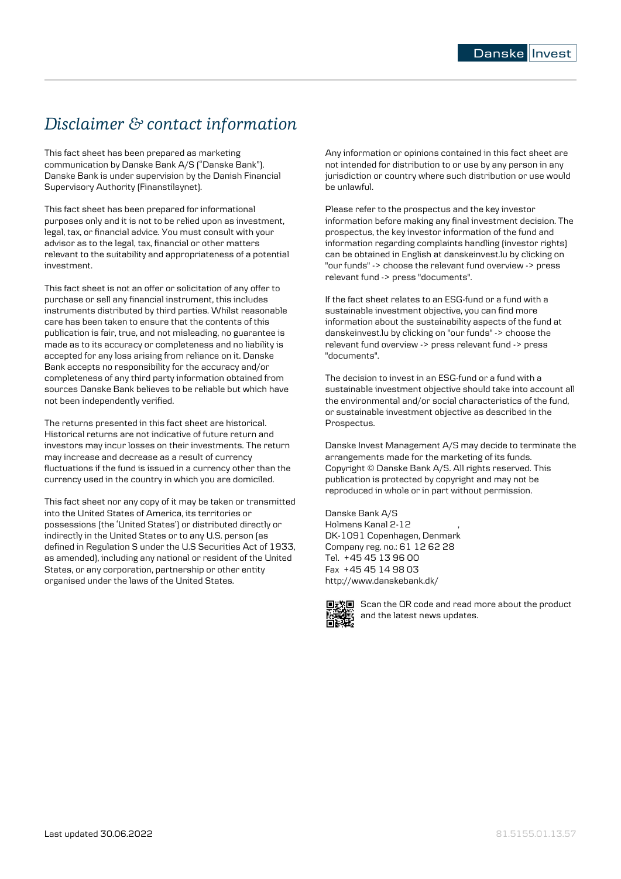# *Disclaimer & contact information*

This fact sheet has been prepared as marketing communication by Danske Bank A/S ("Danske Bank"). Danske Bank is under supervision by the Danish Financial Supervisory Authority (Finanstilsynet).

This fact sheet has been prepared for informational purposes only and it is not to be relied upon as investment, legal, tax, or financial advice. You must consult with your advisor as to the legal, tax, financial or other matters relevant to the suitability and appropriateness of a potential investment.

This fact sheet is not an offer or solicitation of any offer to purchase or sell any financial instrument, this includes instruments distributed by third parties. Whilst reasonable care has been taken to ensure that the contents of this publication is fair, true, and not misleading, no guarantee is made as to its accuracy or completeness and no liability is accepted for any loss arising from reliance on it. Danske Bank accepts no responsibility for the accuracy and/or completeness of any third party information obtained from sources Danske Bank believes to be reliable but which have not been independently verified.

The returns presented in this fact sheet are historical. Historical returns are not indicative of future return and investors may incur losses on their investments. The return may increase and decrease as a result of currency fluctuations if the fund is issued in a currency other than the currency used in the country in which you are domiciled.

This fact sheet nor any copy of it may be taken or transmitted into the United States of America, its territories or possessions (the 'United States') or distributed directly or indirectly in the United States or to any U.S. person (as defined in Regulation S under the U.S Securities Act of 1933, as amended), including any national or resident of the United States, or any corporation, partnership or other entity organised under the laws of the United States.

Any information or opinions contained in this fact sheet are not intended for distribution to or use by any person in any jurisdiction or country where such distribution or use would be unlawful.

Please refer to the prospectus and the key investor information before making any final investment decision. The prospectus, the key investor information of the fund and information regarding complaints handling (investor rights) can be obtained in English at danskeinvest.lu by clicking on "our funds" -> choose the relevant fund overview -> press relevant fund -> press "documents".

If the fact sheet relates to an ESG-fund or a fund with a sustainable investment objective, you can find more information about the sustainability aspects of the fund at danskeinvest.lu by clicking on "our funds" -> choose the relevant fund overview -> press relevant fund -> press "documents".

The decision to invest in an ESG-fund or a fund with a sustainable investment objective should take into account all the environmental and/or social characteristics of the fund, or sustainable investment objective as described in the Prospectus.

Danske Invest Management A/S may decide to terminate the arrangements made for the marketing of its funds. Copyright © Danske Bank A/S. All rights reserved. This publication is protected by copyright and may not be reproduced in whole or in part without permission.

Danske Bank A/S
Holmens Kanal 2-12
DK-1091 Copenhagen, Denmark
Company reg. no.: 61 12 62 28
Tel. +45 45 13 96 00
Fax +45 45 14 98 03
http://www.danskebank.dk/

Scan the QR code and read more about the product and the latest news updates.

Last updated 30.06.2022

81.5155.01.13.57